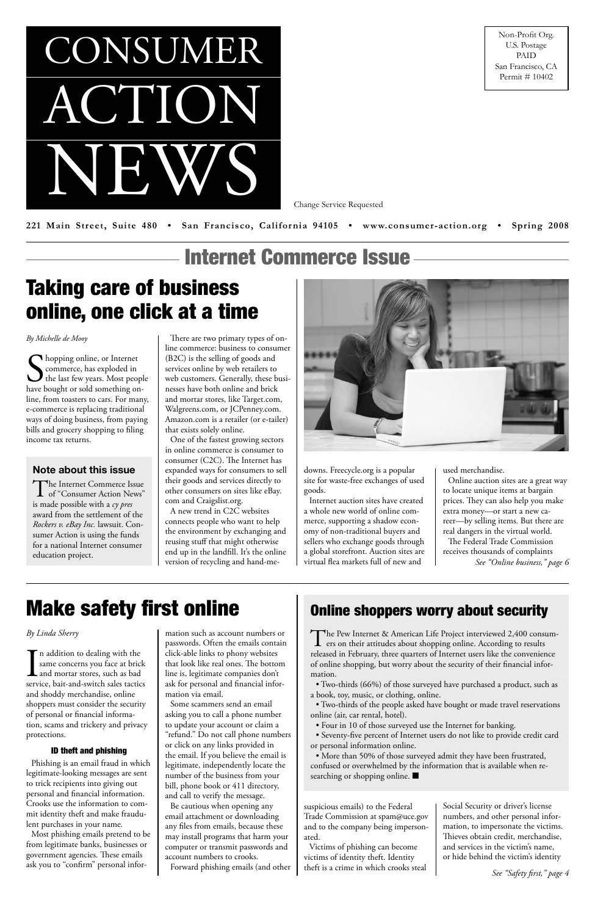# CONSUMER ACTION NEWS

Non-Profit Org.
U.S. Postage
PAID
San Francisco, CA
Permit # 10402

Change Service Requested

**221 Main Street, Suite 480 • San Francisco, California 94105 • www.consumer-action.org • Spring 2008**

## Internet Commerce Issue

## Taking care of business online, one click at a time

*By Michelle de Mooy*

Shopping online, or Internet commerce, has exploded in the last few years. Most people have bought or sold something online, from toasters to cars. For many, e-commerce is replacing traditional ways of doing business, from paying bills and grocery shopping to filing income tax returns.

There are two primary types of online commerce: business to consumer (B2C) is the selling of goods and services online by web retailers to web customers. Generally, these businesses have both online and brick and mortar stores, like Target.com, Walgreens.com, or JCPenney.com. Amazon.com is a retailer (or e-tailer) that exists solely online.

One of the fastest growing sectors in online commerce is consumer to consumer (C2C). The Internet has expanded ways for consumers to sell their goods and services directly to other consumers on sites like eBay.com and Craigslist.org.

A new trend in C2C websites connects people who want to help the environment by exchanging and reusing stuff that might otherwise end up in the landfill. It's the online version of recycling and hand-me-downs. Freecycle.org is a popular site for waste-free exchanges of used goods.

Internet auction sites have created a whole new world of online commerce, supporting a shadow economy of non-traditional buyers and sellers who exchange goods through a global storefront. Auction sites are virtual flea markets full of new and used merchandise.

Online auction sites are a great way to locate unique items at bargain prices. They can also help you make extra money—or start a new career—by selling items. But there are real dangers in the virtual world.

The Federal Trade Commission receives thousands of complaints

*See "Online business," page 6*

### Note about this issue

The Internet Commerce Issue of "Consumer Action News" is made possible with a *cy pres* award from the settlement of the *Rockers v. eBay Inc.* lawsuit. Consumer Action is using the funds for a national Internet consumer education project.

## Make safety first online

*By Linda Sherry*

In addition to dealing with the same concerns you face at brick and mortar stores, such as bad service, bait-and-switch sales tactics and shoddy merchandise, online shoppers must consider the security of personal or financial information, scams and trickery and privacy protections.

#### ID theft and phishing

Phishing is an email fraud in which legitimate-looking messages are sent to trick recipients into giving out personal and financial information. Crooks use the information to commit identity theft and make fraudulent purchases in your name.

Most phishing emails pretend to be from legitimate banks, businesses or government agencies. These emails ask you to "confirm" personal information such as account numbers or passwords. Often the emails contain click-able links to phony websites that look like real ones. The bottom line is, legitimate companies don't ask for personal and financial information via email.

Some scammers send an email asking you to call a phone number to update your account or claim a "refund." Do not call phone numbers or click on any links provided in the email. If you believe the email is legitimate, independently locate the number of the business from your bill, phone book or 411 directory, and call to verify the message.

Be cautious when opening any email attachment or downloading any files from emails, because these may install programs that harm your computer or transmit passwords and account numbers to crooks.

Forward phishing emails (and other suspicious emails) to the Federal Trade Commission at spam@uce.gov and to the company being impersonated.

Victims of phishing can become victims of identity theft. Identity theft is a crime in which crooks steal Social Security or driver's license numbers, and other personal information, to impersonate the victims. Thieves obtain credit, merchandise, and services in the victim's name, or hide behind the victim's identity

*See "Safety first," page 4*

### Online shoppers worry about security

The Pew Internet & American Life Project interviewed 2,400 consumers on their attitudes about shopping online. According to results released in February, three quarters of Internet users like the convenience of online shopping, but worry about the security of their financial information.

- Two-thirds (66%) of those surveyed have purchased a product, such as a book, toy, music, or clothing, online.
- Two-thirds of the people asked have bought or made travel reservations online (air, car rental, hotel).
- Four in 10 of those surveyed use the Internet for banking.
- Seventy-five percent of Internet users do not like to provide credit card or personal information online.
- More than 50% of those surveyed admit they have been frustrated, confused or overwhelmed by the information that is available when researching or shopping online. ■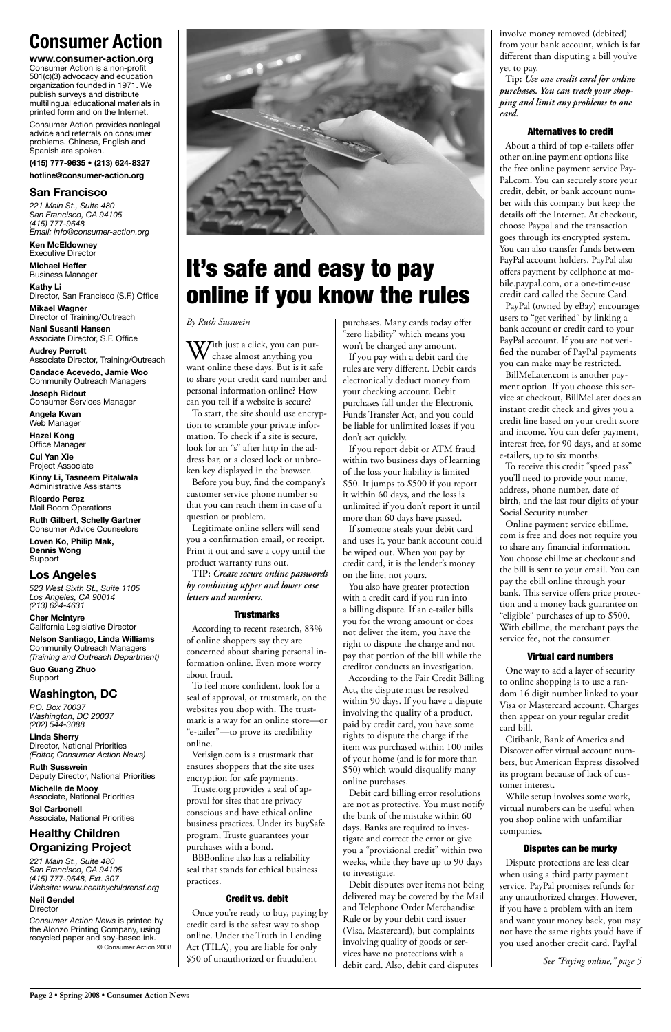# Consumer Action

**www.consumer-action.org**

Consumer Action is a non-profit 501(c)(3) advocacy and education organization founded in 1971. We publish surveys and distribute multilingual educational materials in printed form and on the Internet.

Consumer Action provides nonlegal advice and referrals on consumer problems. Chinese, English and Spanish are spoken.

**(415) 777-9635 • (213) 624-8327**

**hotline@consumer-action.org**

## San Francisco

*221 Main St., Suite 480*
*San Francisco, CA 94105*
*(415) 777-9648*
*Email: info@consumer-action.org*

**Ken McEldowney**
Executive Director

**Michael Heffer**
Business Manager

**Kathy Li**
Director, San Francisco (S.F.) Office

**Mikael Wagner**
Director of Training/Outreach

**Nani Susanti Hansen**
Associate Director, S.F. Office

**Audrey Perrott**
Associate Director, Training/Outreach

**Candace Acevedo, Jamie Woo**
Community Outreach Managers

**Joseph Ridout**
Consumer Services Manager

**Angela Kwan**
Web Manager

**Hazel Kong**
Office Manager

**Cui Yan Xie**
Project Associate

**Kinny Li, Tasneem Pitalwala**
Administrative Assistants

**Ricardo Perez**
Mail Room Operations

**Ruth Gilbert, Schelly Gartner**
Consumer Advice Counselors

**Loven Ko, Philip Mak, Dennis Wong**
Support

## Los Angeles

*523 West Sixth St., Suite 1105*
*Los Angeles, CA 90014*
*(213) 624-4631*

**Cher McIntyre**
California Legislative Director

**Nelson Santiago, Linda Williams**
Community Outreach Managers
*(Training and Outreach Department)*

**Guo Guang Zhuo**
Support

## Washington, DC

*P.O. Box 70037*
*Washington, DC 20037*
*(202) 544-3088*

**Linda Sherry**
Director, National Priorities
*(Editor, Consumer Action News)*

**Ruth Susswein**
Deputy Director, National Priorities

**Michelle de Mooy**
Associate, National Priorities

**Sol Carbonell**
Associate, National Priorities

## Healthy Children Organizing Project

*221 Main St., Suite 480*
*San Francisco, CA 94105*
*(415) 777-9648, Ext. 307*
*Website: www.healthychildrensf.org*

**Neil Gendel**
Director

*Consumer Action News* is printed by the Alonzo Printing Company, using recycled paper and soy-based ink.

© Consumer Action 2008

# It's safe and easy to pay online if you know the rules

*By Ruth Susswein*

With just a click, you can purchase almost anything you want online these days. But is it safe to share your credit card number and personal information online? How can you tell if a website is secure?

To start, the site should use encryption to scramble your private information. To check if a site is secure, look for an "s" after http in the address bar, or a closed lock or unbroken key displayed in the browser.

Before you buy, find the company's customer service phone number so that you can reach them in case of a question or problem.

Legitimate online sellers will send you a confirmation email, or receipt. Print it out and save a copy until the product warranty runs out.

**TIP:** ***Create secure online passwords by combining upper and lower case letters and numbers.***

### Trustmarks

According to recent research, 83% of online shoppers say they are concerned about sharing personal information online. Even more worry about fraud.

To feel more confident, look for a seal of approval, or trustmark, on the websites you shop with. The trustmark is a way for an online store—or "e-tailer"—to prove its credibility online.

Verisign.com is a trustmark that ensures shoppers that the site uses encryption for safe payments.

Truste.org provides a seal of approval for sites that are privacy conscious and have ethical online business practices. Under its buySafe program, Truste guarantees your purchases with a bond.

BBBonline also has a reliability seal that stands for ethical business practices.

### Credit vs. debit

Once you're ready to buy, paying by credit card is the safest way to shop online. Under the Truth in Lending Act (TILA), you are liable for only $50 of unauthorized or fraudulent purchases. Many cards today offer "zero liability" which means you won't be charged any amount.

If you pay with a debit card the rules are very different. Debit cards electronically deduct money from your checking account. Debit purchases fall under the Electronic Funds Transfer Act, and you could be liable for unlimited losses if you don't act quickly.

If you report debit or ATM fraud within two business days of learning of the loss your liability is limited $50. It jumps to $500 if you report it within 60 days, and the loss is unlimited if you don't report it until more than 60 days have passed.

If someone steals your debit card and uses it, your bank account could be wiped out. When you pay by credit card, it is the lender's money on the line, not yours.

You also have greater protection with a credit card if you run into a billing dispute. If an e-tailer bills you for the wrong amount or does not deliver the item, you have the right to dispute the charge and not pay that portion of the bill while the creditor conducts an investigation.

According to the Fair Credit Billing Act, the dispute must be resolved within 90 days. If you have a dispute involving the quality of a product, paid by credit card, you have some rights to dispute the charge if the item was purchased within 100 miles of your home (and is for more than $50) which would disqualify many online purchases.

Debit card billing error resolutions are not as protective. You must notify the bank of the mistake within 60 days. Banks are required to investigate and correct the error or give you a "provisional credit" within two weeks, while they have up to 90 days to investigate.

Debit disputes over items not being delivered may be covered by the Mail and Telephone Order Merchandise Rule or by your debit card issuer (Visa, Mastercard), but complaints involving quality of goods or services have no protections with a debit card. Also, debit card disputes involve money removed (debited) from your bank account, which is far different than disputing a bill you've yet to pay.

**Tip:** ***Use one credit card for online purchases. You can track your shopping and limit any problems to one card.***

### Alternatives to credit

About a third of top e-tailers offer other online payment options like the free online payment service PayPal.com. You can securely store your credit, debit, or bank account number with this company but keep the details off the Internet. At checkout, choose Paypal and the transaction goes through its encrypted system. You can also transfer funds between PayPal account holders. PayPal also offers payment by cellphone at mobile.paypal.com, or a one-time-use credit card called the Secure Card.

PayPal (owned by eBay) encourages users to "get verified" by linking a bank account or credit card to your PayPal account. If you are not verified the number of PayPal payments you can make may be restricted.

BillMeLater.com is another payment option. If you choose this service at checkout, BillMeLater does an instant credit check and gives you a credit line based on your credit score and income. You can defer payment, interest free, for 90 days, and at some e-tailers, up to six months.

To receive this credit "speed pass" you'll need to provide your name, address, phone number, date of birth, and the last four digits of your Social Security number.

Online payment service ebillme.com is free and does not require you to share any financial information. You choose ebillme at checkout and the bill is sent to your email. You can pay the ebill online through your bank. This service offers price protection and a money back guarantee on "eligible" purchases of up to $500. With ebillme, the merchant pays the service fee, not the consumer.

### Virtual card numbers

One way to add a layer of security to online shopping is to use a random 16 digit number linked to your Visa or Mastercard account. Charges then appear on your regular credit card bill.

Citibank, Bank of America and Discover offer virtual account numbers, but American Express dissolved its program because of lack of customer interest.

While setup involves some work, virtual numbers can be useful when you shop online with unfamiliar companies.

### Disputes can be murky

Dispute protections are less clear when using a third party payment service. PayPal promises refunds for any unauthorized charges. However, if you have a problem with an item and want your money back, you may not have the same rights you'd have if you used another credit card. PayPal

*See "Paying online," page 5*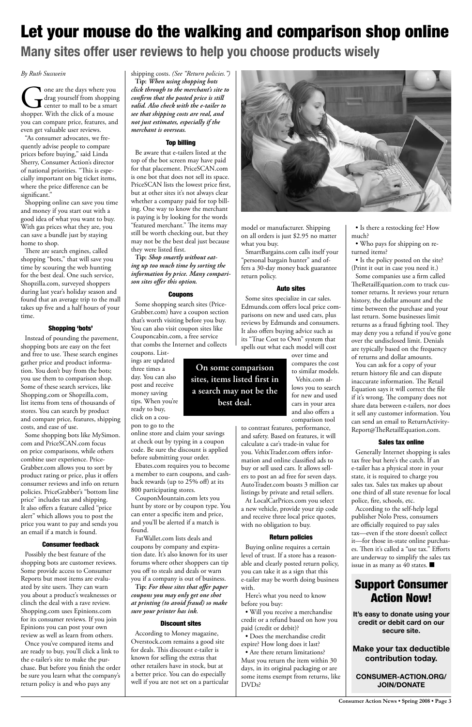# Let your mouse do the walking and comparison shop online

## Many sites offer user reviews to help you choose products wisely

*By Ruth Susswein*

Gone are the days where you drag yourself from shopping center to mall to be a smart shopper. With the click of a mouse you can compare price, features, and even get valuable user reviews.

"As consumer advocates, we frequently advise people to compare prices before buying," said Linda Sherry, Consumer Action's director of national priorities. "This is especially important on big ticket items, where the price difference can be significant."

Shopping online can save you time and money if you start out with a good idea of what you want to buy. With gas prices what they are, you can save a bundle just by staying home to shop.

There are search engines, called shopping "bots," that will save you time by scouring the web hunting for the best deal. One such service, Shopzilla.com, surveyed shoppers during last year's holiday season and found that an average trip to the mall takes up five and a half hours of your time.

### Shopping 'bots'

Instead of pounding the pavement, shopping bots are easy on the feet and free to use. These search engines gather price and product information. You don't buy from the bots; you use them to comparison shop. Some of these search services, like Shopping.com or Shopzilla.com, list items from tens of thousands of stores. You can search by product and compare price, features, shipping costs, and ease of use.

Some shopping bots like MySimon.com and PriceSCAN.com focus on price comparisons, while others combine user experience. PriceGrabber.com allows you to sort by product rating or price, plus it offers consumer reviews and info on return policies. PriceGrabber's "bottom line price" includes tax and shipping. It also offers a feature called "price alert" which allows you to post the price you want to pay and sends you an email if a match is found.

### Consumer feedback

Possibly the best feature of the shopping bots are customer reviews. Some provide access to Consumer Reports but most items are evaluated by site users. They can warn you about a product's weaknesses or clinch the deal with a rave review. Shopping.com uses Epinions.com for its consumer reviews. If you join Epinions you can post your own review as well as learn from others.

Once you've compared items and are ready to buy, you'll click a link to the e-tailer's site to make the purchase. But before you finish the order be sure you learn what the company's return policy is and who pays any shipping costs. *(See "Return policies.")*

**Tip:** ***When using shopping bots click through to the merchant's site to confirm that the posted price is still valid. Also check with the e-tailer to see that shipping costs are real, and not just estimates, especially if the merchant is overseas.***

### Top billing

Be aware that e-tailers listed at the top of the bot screen may have paid for that placement. PriceSCAN.com is one bot that does not sell its space. PriceSCAN lists the lowest price first, but at other sites it's not always clear whether a company paid for top billing. One way to know the merchant is paying is by looking for the words "featured merchant." The items may still be worth checking out, but they may not be the best deal just because they were listed first.

**Tip:** ***Shop smartly without eating up too much time by sorting the information by price. Many comparison sites offer this option.***

### Coupons

Some shopping search sites (PriceGrabber.com) have a coupon section that's worth visiting before you buy. You can also visit coupon sites like Couponcabin.com, a free service that combs the Internet and collects coupons. Listings are updated three times a day. You can also post and receive money saving tips. When you're ready to buy, click on a coupon to go to the online store and claim your savings at check out by typing in a coupon code. Be sure the discount is applied before submitting your order.

**On some comparison sites, items listed first in a search may not be the best deal.**

Ebates.com requires you to become a member to earn coupons, and cashback rewards (up to 25% off) at its 800 participating stores.

CouponMountain.com lets you hunt by store or by coupon type. You can enter a specific item and price, and you'll be alerted if a match is found.

FatWallet.com lists deals and coupons by company and expiration date. It's also known for its user forums where other shoppers can tip you off to steals and deals or warn you if a company is out of business.

**Tip:** ***For those sites that offer paper coupons you may only get one shot at printing (to avoid fraud) so make sure your printer has ink.***

### Discount sites

According to Money magazine, Overstock.com remains a good site for deals. This discount e-tailer is known for selling the extras that other retailers have in stock, but at a better price. You can do especially well if you are not set on a particular model or manufacturer. Shipping on all orders is just $2.95 no matter what you buy.

SmartBargains.com calls itself your "personal bargain hunter" and offers a 30-day money back guarantee return policy.

### Auto sites

Some sites specialize in car sales. Edmunds.com offers local price comparisons on new and used cars, plus reviews by Edmunds and consumers. It also offers buying advice such as its "True Cost to Own" system that spells out what each model will cost over time and compares the cost to similar models.

Vehix.com allows you to search for new and used cars in your area and also offers a comparison tool to contrast features, performance, and safety. Based on features, it will calculate a car's trade-in value for you. VehixTrader.com offers information and online classified ads to buy or sell used cars. It allows sellers to post an ad free for seven days. AutoTrader.com boasts 3 million car listings by private and retail sellers.

At LocalCarPrices.com you select a new vehicle, provide your zip code and receive three local price quotes, with no obligation to buy.

### Return policies

Buying online requires a certain level of trust. If a store has a reasonable and clearly posted return policy, you can take it as a sign that this e-tailer may be worth doing business with.

Here's what you need to know before you buy:

- Will you receive a merchandise credit or a refund based on how you paid (credit or debit)?
- Does the merchandise credit expire? How long does it last?
- Are there return limitations? Must you return the item within 30 days, in its original packaging or are some items exempt from returns, like DVDs?
- Is there a restocking fee? How much?
- Who pays for shipping on returned items?
- Is the policy posted on the site? (Print it out in case you need it.)

Some companies use a firm called TheRetailEquation.com to track customer returns. It reviews your return history, the dollar amount and the time between the purchase and your last return. Some businesses limit returns as a fraud fighting tool. They may deny you a refund if you've gone over the undisclosed limit. Denials are typically based on the frequency of returns and dollar amounts.

You can ask for a copy of your return history file and can dispute inaccurate information. The Retail Equation says it will correct the file if it's wrong. The company does not share data between e-tailers, nor does it sell any customer information. You can send an email to ReturnActivity-Report@TheRetailEquation.com.

### Sales tax online

Generally Internet shopping is sales tax free but here's the catch. If an e-tailer has a physical store in your state, it is required to charge you sales tax. Sales tax makes up about one third of all state revenue for local police, fire, schools, etc.

According to the self-help legal publisher Nolo Press, consumers are officially required to pay sales tax—even if the store doesn't collect it—for those in-state online purchases. Then it's called a "use tax." Efforts are underway to simplify the sales tax issue in as many as 40 states. ■

## Support Consumer Action Now!

**It's easy to donate using your credit or debit card on our secure site.**

**Make your tax deductible contribution today.**

**CONSUMER-ACTION.ORG/JOIN/DONATE**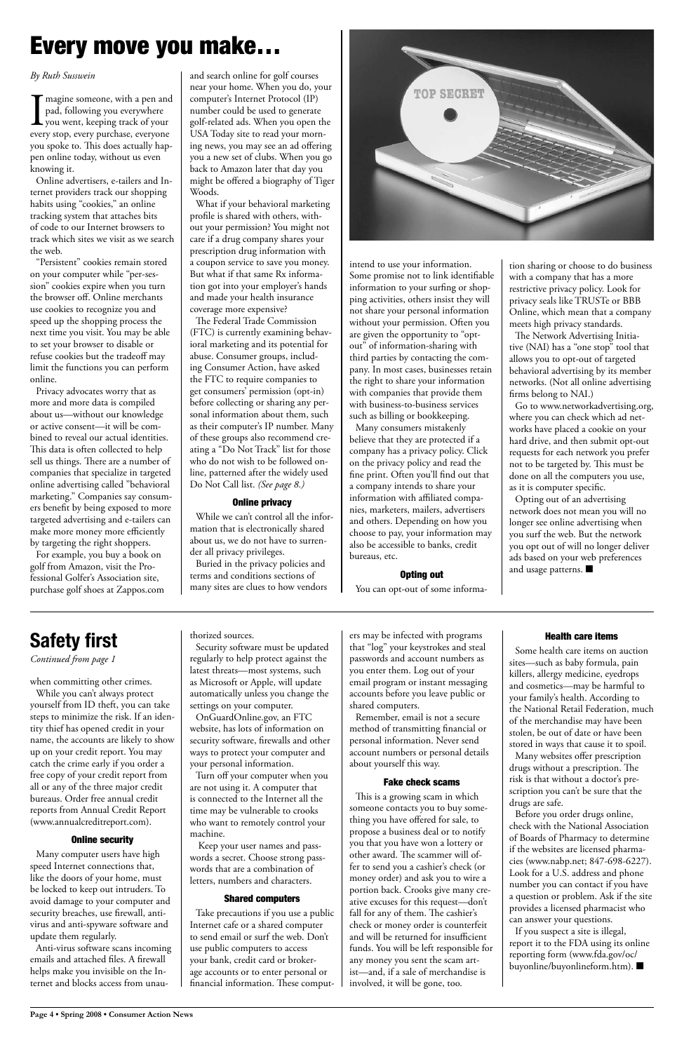# Every move you make…

*By Ruth Susswein*

Imagine someone, with a pen and pad, following you everywhere you went, keeping track of your every stop, every purchase, everyone you spoke to. This does actually happen online today, without us even knowing it.

Online advertisers, e-tailers and Internet providers track our shopping habits using "cookies," an online tracking system that attaches bits of code to our Internet browsers to track which sites we visit as we search the web.

"Persistent" cookies remain stored on your computer while "per-session" cookies expire when you turn the browser off. Online merchants use cookies to recognize you and speed up the shopping process the next time you visit. You may be able to set your browser to disable or refuse cookies but the tradeoff may limit the functions you can perform online.

Privacy advocates worry that as more and more data is compiled about us—without our knowledge or active consent—it will be combined to reveal our actual identities. This data is often collected to help sell us things. There are a number of companies that specialize in targeted online advertising called "behavioral marketing." Companies say consumers benefit by being exposed to more targeted advertising and e-tailers can make more money more efficiently by targeting the right shoppers.

For example, you buy a book on golf from Amazon, visit the Professional Golfer's Association site, purchase golf shoes at Zappos.com and search online for golf courses near your home. When you do, your computer's Internet Protocol (IP) number could be used to generate golf-related ads. When you open the USA Today site to read your morning news, you may see an ad offering you a new set of clubs. When you go back to Amazon later that day you might be offered a biography of Tiger Woods.

What if your behavioral marketing profile is shared with others, without your permission? You might not care if a drug company shares your prescription drug information with a coupon service to save you money. But what if that same Rx information got into your employer's hands and made your health insurance coverage more expensive?

The Federal Trade Commission (FTC) is currently examining behavioral marketing and its potential for abuse. Consumer groups, including Consumer Action, have asked the FTC to require companies to get consumers' permission (opt-in) before collecting or sharing any personal information about them, such as their computer's IP number. Many of these groups also recommend creating a "Do Not Track" list for those who do not wish to be followed online, patterned after the widely used Do Not Call list. *(See page 8.)*

### Online privacy

While we can't control all the information that is electronically shared about us, we do not have to surrender all privacy privileges.

Buried in the privacy policies and terms and conditions sections of many sites are clues to how vendors intend to use your information. Some promise not to link identifiable information to your surfing or shopping activities, others insist they will not share your personal information without your permission. Often you are given the opportunity to "opt-out" of information-sharing with third parties by contacting the company. In most cases, businesses retain the right to share your information with companies that provide them with business-to-business services such as billing or bookkeeping.

Many consumers mistakenly believe that they are protected if a company has a privacy policy. Click on the privacy policy and read the fine print. Often you'll find out that a company intends to share your information with affiliated companies, marketers, mailers, advertisers and others. Depending on how you choose to pay, your information may also be accessible to banks, credit bureaus, etc.

### Opting out

You can opt-out of some information sharing or choose to do business with a company that has a more restrictive privacy policy. Look for privacy seals like TRUSTe or BBB Online, which mean that a company meets high privacy standards.

The Network Advertising Initiative (NAI) has a "one stop" tool that allows you to opt-out of targeted behavioral advertising by its member networks. (Not all online advertising firms belong to NAI.)

Go to www.networkadvertising.org, where you can check which ad networks have placed a cookie on your hard drive, and then submit opt-out requests for each network you prefer not to be targeted by. This must be done on all the computers you use, as it is computer specific.

Opting out of an advertising network does not mean you will no longer see online advertising when you surf the web. But the network you opt out of will no longer deliver ads based on your web preferences and usage patterns. ■

# Safety first

*Continued from page 1*

when committing other crimes.

While you can't always protect yourself from ID theft, you can take steps to minimize the risk. If an identity thief has opened credit in your name, the accounts are likely to show up on your credit report. You may catch the crime early if you order a free copy of your credit report from all or any of the three major credit bureaus. Order free annual credit reports from Annual Credit Report (www.annualcreditreport.com).

### Online security

Many computer users have high speed Internet connections that, like the doors of your home, must be locked to keep out intruders. To avoid damage to your computer and security breaches, use firewall, antivirus and anti-spyware software and update them regularly.

Anti-virus software scans incoming emails and attached files. A firewall helps make you invisible on the Internet and blocks access from unauthorized sources.

Security software must be updated regularly to help protect against the latest threats—most systems, such as Microsoft or Apple, will update automatically unless you change the settings on your computer.

OnGuardOnline.gov, an FTC website, has lots of information on security software, firewalls and other ways to protect your computer and your personal information.

Turn off your computer when you are not using it. A computer that is connected to the Internet all the time may be vulnerable to crooks who want to remotely control your machine.

Keep your user names and passwords a secret. Choose strong passwords that are a combination of letters, numbers and characters.

### Shared computers

Take precautions if you use a public Internet cafe or a shared computer to send email or surf the web. Don't use public computers to access your bank, credit card or brokerage accounts or to enter personal or financial information. These computers may be infected with programs that "log" your keystrokes and steal passwords and account numbers as you enter them. Log out of your email program or instant messaging accounts before you leave public or shared computers.

Remember, email is not a secure method of transmitting financial or personal information. Never send account numbers or personal details about yourself this way.

### Fake check scams

This is a growing scam in which someone contacts you to buy something you have offered for sale, to propose a business deal or to notify you that you have won a lottery or other award. The scammer will offer to send you a cashier's check (or money order) and ask you to wire a portion back. Crooks give many creative excuses for this request—don't fall for any of them. The cashier's check or money order is counterfeit and will be returned for insufficient funds. You will be left responsible for any money you sent the scam artist—and, if a sale of merchandise is involved, it will be gone, too.

### Health care items

Some health care items on auction sites—such as baby formula, pain killers, allergy medicine, eyedrops and cosmetics—may be harmful to your family's health. According to the National Retail Federation, much of the merchandise may have been stolen, be out of date or have been stored in ways that cause it to spoil.

Many websites offer prescription drugs without a prescription. The risk is that without a doctor's prescription you can't be sure that the drugs are safe.

Before you order drugs online, check with the National Association of Boards of Pharmacy to determine if the websites are licensed pharmacies (www.nabp.net; 847-698-6227). Look for a U.S. address and phone number you can contact if you have a question or problem. Ask if the site provides a licensed pharmacist who can answer your questions.

If you suspect a site is illegal, report it to the FDA using its online reporting form (www.fda.gov/oc/buyonline/buyonlineform.htm). ■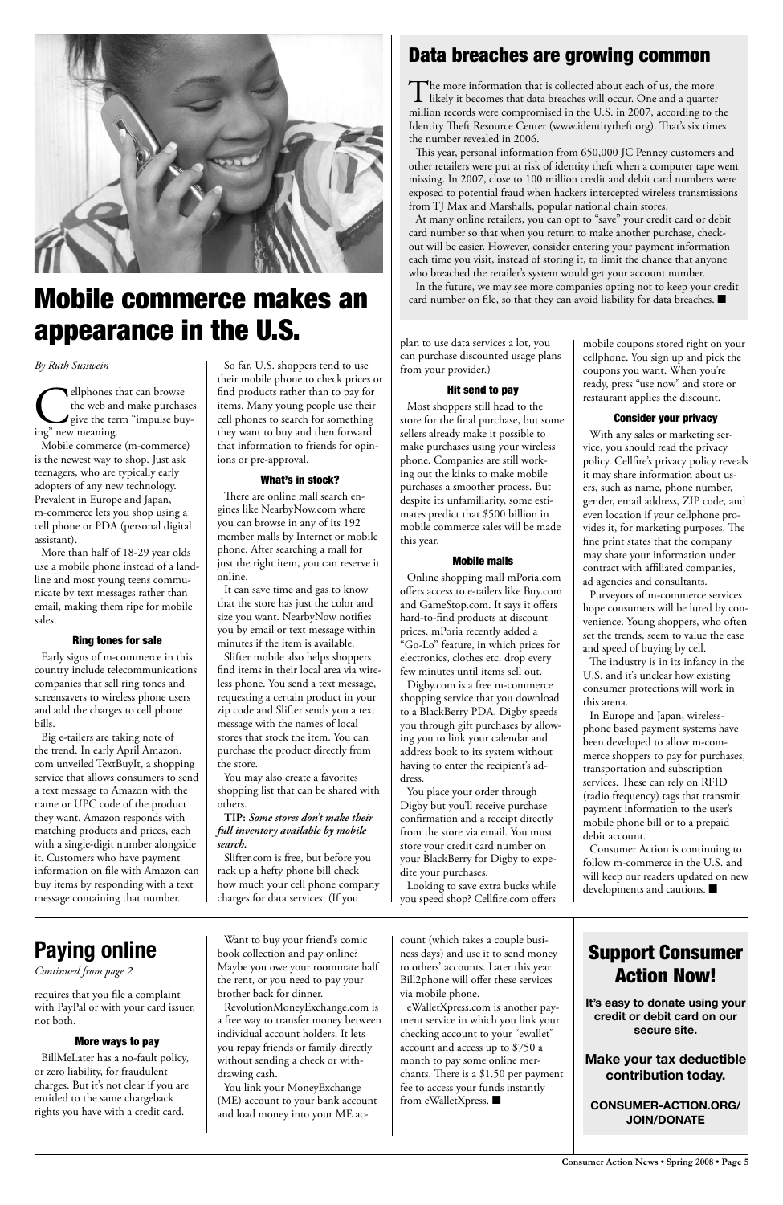# Mobile commerce makes an appearance in the U.S.

*By Ruth Susswein*

Cellphones that can browse the web and make purchases give the term "impulse buying" new meaning.

Mobile commerce (m-commerce) is the newest way to shop. Just ask teenagers, who are typically early adopters of any new technology. Prevalent in Europe and Japan, m-commerce lets you shop using a cell phone or PDA (personal digital assistant).

More than half of 18-29 year olds use a mobile phone instead of a landline and most young teens communicate by text messages rather than email, making them ripe for mobile sales.

### Ring tones for sale

Early signs of m-commerce in this country include telecommunications companies that sell ring tones and screensavers to wireless phone users and add the charges to cell phone bills.

Big e-tailers are taking note of the trend. In early April Amazon.com unveiled TextBuyIt, a shopping service that allows consumers to send a text message to Amazon with the name or UPC code of the product they want. Amazon responds with matching products and prices, each with a single-digit number alongside it. Customers who have payment information on file with Amazon can buy items by responding with a text message containing that number.

So far, U.S. shoppers tend to use their mobile phone to check prices or find products rather than to pay for items. Many young people use their cell phones to search for something they want to buy and then forward that information to friends for opinions or pre-approval.

### What's in stock?

There are online mall search engines like NearbyNow.com where you can browse in any of its 192 member malls by Internet or mobile phone. After searching a mall for just the right item, you can reserve it online.

It can save time and gas to know that the store has just the color and size you want. NearbyNow notifies you by email or text message within minutes if the item is available.

Slifter mobile also helps shoppers find items in their local area via wireless phone. You send a text message, requesting a certain product in your zip code and Slifter sends you a text message with the names of local stores that stock the item. You can purchase the product directly from the store.

You may also create a favorites shopping list that can be shared with others.

**TIP:** ***Some stores don't make their full inventory available by mobile search.***

Slifter.com is free, but before you rack up a hefty phone bill check how much your cell phone company charges for data services. (If you plan to use data services a lot, you can purchase discounted usage plans from your provider.)

### Hit send to pay

Most shoppers still head to the store for the final purchase, but some sellers already make it possible to make purchases using your wireless phone. Companies are still working out the kinks to make mobile purchases a smoother process. But despite its unfamiliarity, some estimates predict that $500 billion in mobile commerce sales will be made this year.

### Mobile malls

Online shopping mall mPoria.com offers access to e-tailers like Buy.com and GameStop.com. It says it offers hard-to-find products at discount prices. mPoria recently added a "Go-Lo" feature, in which prices for electronics, clothes etc. drop every few minutes until items sell out.

Digby.com is a free m-commerce shopping service that you download to a BlackBerry PDA. Digby speeds you through gift purchases by allowing you to link your calendar and address book to its system without having to enter the recipient's address.

You place your order through Digby but you'll receive purchase confirmation and a receipt directly from the store via email. You must store your credit card number on your BlackBerry for Digby to expedite your purchases.

Looking to save extra bucks while you speed shop? Cellfire.com offers mobile coupons stored right on your cellphone. You sign up and pick the coupons you want. When you're ready, press "use now" and store or restaurant applies the discount.

### Consider your privacy

With any sales or marketing service, you should read the privacy policy. Cellfire's privacy policy reveals it may share information about users, such as name, phone number, gender, email address, ZIP code, and even location if your cellphone provides it, for marketing purposes. The fine print states that the company may share your information under contract with affiliated companies, ad agencies and consultants.

Purveyors of m-commerce services hope consumers will be lured by convenience. Young shoppers, who often set the trends, seem to value the ease and speed of buying by cell.

The industry is in its infancy in the U.S. and it's unclear how existing consumer protections will work in this arena.

In Europe and Japan, wireless-phone based payment systems have been developed to allow m-commerce shoppers to pay for purchases, transportation and subscription services. These can rely on RFID (radio frequency) tags that transmit payment information to the user's mobile phone bill or to a prepaid debit account.

Consumer Action is continuing to follow m-commerce in the U.S. and will keep our readers updated on new developments and cautions. ■

## Data breaches are growing common

The more information that is collected about each of us, the more likely it becomes that data breaches will occur. One and a quarter million records were compromised in the U.S. in 2007, according to the Identity Theft Resource Center (www.identitytheft.org). That's six times the number revealed in 2006.

This year, personal information from 650,000 JC Penney customers and other retailers were put at risk of identity theft when a computer tape went missing. In 2007, close to 100 million credit and debit card numbers were exposed to potential fraud when hackers intercepted wireless transmissions from TJ Max and Marshalls, popular national chain stores.

At many online retailers, you can opt to "save" your credit card or debit card number so that when you return to make another purchase, checkout will be easier. However, consider entering your payment information each time you visit, instead of storing it, to limit the chance that anyone who breached the retailer's system would get your account number.

In the future, we may see more companies opting not to keep your credit card number on file, so that they can avoid liability for data breaches. ■

## Paying online

*Continued from page 2*

requires that you file a complaint with PayPal or with your card issuer, not both.

### More ways to pay

BillMeLater has a no-fault policy, or zero liability, for fraudulent charges. But it's not clear if you are entitled to the same chargeback rights you have with a credit card.

Want to buy your friend's comic book collection and pay online? Maybe you owe your roommate half the rent, or you need to pay your brother back for dinner.

RevolutionMoneyExchange.com is a free way to transfer money between individual account holders. It lets you repay friends or family directly without sending a check or withdrawing cash.

You link your MoneyExchange (ME) account to your bank account and load money into your ME account (which takes a couple business days) and use it to send money to others' accounts. Later this year Bill2phone will offer these services via mobile phone.

eWalletXpress.com is another payment service in which you link your checking account to your "ewallet" account and access up to $750 a month to pay some online merchants. There is a $1.50 per payment fee to access your funds instantly from eWalletXpress. ■

## Support Consumer Action Now!

**It's easy to donate using your credit or debit card on our secure site.**

**Make your tax deductible contribution today.**

**CONSUMER-ACTION.ORG/JOIN/DONATE**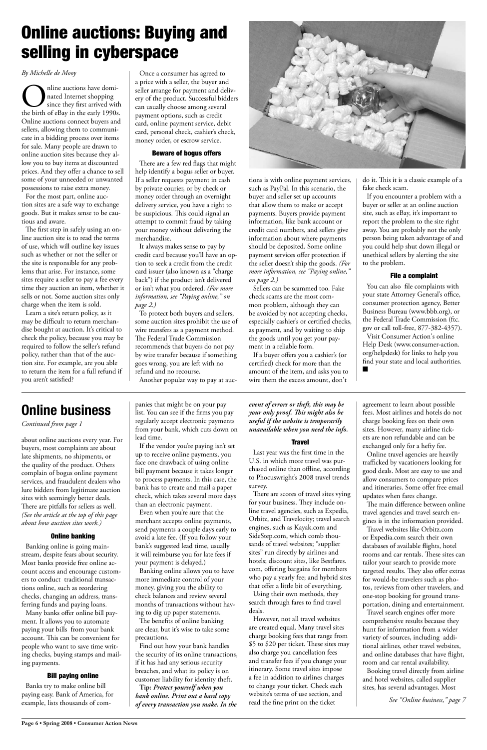# Online auctions: Buying and selling in cyberspace

*By Michelle de Mooy*

Online auctions have dominated Internet shopping since they first arrived with the birth of eBay in the early 1990s. Online auctions connect buyers and sellers, allowing them to communicate in a bidding process over items for sale. Many people are drawn to online auction sites because they allow you to buy items at discounted prices. And they offer a chance to sell some of your unneeded or unwanted possessions to raise extra money.

For the most part, online auction sites are a safe way to exchange goods. But it makes sense to be cautious and aware.

The first step in safely using an online auction site is to read the terms of use, which will outline key issues such as whether or not the seller or the site is responsible for any problems that arise. For instance, some sites require a seller to pay a fee every time they auction an item, whether it sells or not. Some auction sites only charge when the item is sold.

Learn a site's return policy, as it may be difficult to return merchandise bought at auction. It's critical to check the policy, because you may be required to follow the seller's refund policy, rather than that of the auction site. For example, are you able to return the item for a full refund if you aren't satisfied?

Once a consumer has agreed to a price with a seller, the buyer and seller arrange for payment and delivery of the product. Successful bidders can usually choose among several payment options, such as credit card, online payment service, debit card, personal check, cashier's check, money order, or escrow service.

### Beware of bogus offers

There are a few red flags that might help identify a bogus seller or buyer. If a seller requests payment in cash by private courier, or by check or money order through an overnight delivery service, you have a right to be suspicious. This could signal an attempt to commit fraud by taking your money without delivering the merchandise.

It always makes sense to pay by credit card because you'll have an option to seek a credit from the credit card issuer (also known as a "charge back") if the product isn't delivered or isn't what you ordered. *(For more information, see "Paying online," on page 2.)*

To protect both buyers and sellers, some auction sites prohibit the use of wire transfers as a payment method. The Federal Trade Commission recommends that buyers do not pay by wire transfer because if something goes wrong, you are left with no refund and no recourse.

Another popular way to pay at auctions is with online payment services, such as PayPal. In this scenario, the buyer and seller set up accounts that allow them to make or accept payments. Buyers provide payment information, like bank account or credit card numbers, and sellers give information about where payments should be deposited. Some online payment services offer protection if the seller doesn't ship the goods. *(For more information, see "Paying online," on page 2.)*

Sellers can be scammed too. Fake check scams are the most common problem, although they can be avoided by not accepting checks, especially cashier's or certified checks, as payment, and by waiting to ship the goods until you get your payment in a reliable form.

If a buyer offers you a cashier's (or certified) check for more than the amount of the item, and asks you to wire them the excess amount, don't do it. This it is a classic example of a fake check scam.

If you encounter a problem with a buyer or seller at an online auction site, such as eBay, it's important to report the problem to the site right away. You are probably not the only person being taken advantage of and you could help shut down illegal or unethical sellers by alerting the site to the problem.

### File a complaint

You can also file complaints with your state Attorney General's office, consumer protection agency, Better Business Bureau (www.bbb.org), or the Federal Trade Commission (ftc.gov or call toll-free, 877-382-4357).

Visit Consumer Action's online Help Desk (www.consumer-action.org/helpdesk) for links to help you find your state and local authorities. ■

# Online business

*Continued from page 1*

about online auctions every year. For buyers, most complaints are about late shipments, no shipments, or the quality of the product. Others complain of bogus online payment services, and fraudulent dealers who lure bidders from legitimate auction sites with seemingly better deals. There are pitfalls for sellers as well. *(See the article at the top of this page about how auction sites work.)*

### Online banking

Banking online is going mainstream, despite fears about security. Most banks provide free online account access and encourage customers to conduct traditional transactions online, such as reordering checks, changing an address, transferring funds and paying loans.

Many banks offer online bill payment. It allows you to automate paying your bills from your bank account. This can be convenient for people who want to save time writing checks, buying stamps and mailing payments.

### Bill paying online

Banks try to make online bill paying easy. Bank of America, for example, lists thousands of companies that might be on your pay list. You can see if the firms you pay regularly accept electronic payments from your bank, which cuts down on lead time.

If the vendor you're paying isn't set up to receive online payments, you face one drawback of using online bill payment because it takes longer to process payments. In this case, the bank has to create and mail a paper check, which takes several more days than an electronic payment.

Even when you're sure that the merchant accepts online payments, send payments a couple days early to avoid a late fee. (If you follow your bank's suggested lead time, usually it will reimburse you for late fees if your payment is delayed.)

Banking online allows you to have more immediate control of your money, giving you the ability to check balances and review several months of transactions without having to dig up paper statements.

The benefits of online banking are clear, but it's wise to take some precautions.

Find out how your bank handles the security of its online transactions, if it has had any serious security breaches, and what its policy is on customer liability for identity theft.

**Tip:** ***Protect yourself when you bank online. Print out a hard copy of every transaction you make. In the event of errors or theft, this may be your only proof. This might also be useful if the website is temporarily unavailable when you need the info.***

### Travel

Last year was the first time in the U.S. in which more travel was purchased online than offline, according to Phocuswright's 2008 travel trends survey.

There are scores of travel sites vying for your business. They include online travel agencies, such as Expedia, Orbitz, and Travelocity; travel search engines, such as Kayak.com and SideStep.com, which comb thousands of travel websites; "supplier sites" run directly by airlines and hotels; discount sites, like Bestfares.com, offering bargains for members who pay a yearly fee; and hybrid sites that offer a little bit of everything.

Using their own methods, they search through fares to find travel deals.

However, not all travel websites are created equal. Many travel sites charge booking fees that range from $5 to $20 per ticket. These sites may also charge you cancellation fees and transfer fees if you change your itinerary. Some travel sites impose a fee in addition to airlines charges to change your ticket. Check each website's terms of use section, and read the fine print on the ticket agreement to learn about possible fees. Most airlines and hotels do not charge booking fees on their own sites. However, many airline tickets are non refundable and can be exchanged only for a hefty fee.

Online travel agencies are heavily trafficked by vacationers looking for good deals. Most are easy to use and allow consumers to compare prices and itineraries. Some offer free email updates when fares change.

The main difference between online travel agencies and travel search engines is in the information provided.

Travel websites like Orbitz.com or Expedia.com search their own databases of available flights, hotel rooms and car rentals. These sites can tailor your search to provide more targeted results. They also offer extras for would-be travelers such as photos, reviews from other travelers, and one-stop booking for ground transportation, dining and entertainment.

Travel search engines offer more comprehensive results because they hunt for information from a wider variety of sources, including additional airlines, other travel websites, and online databases that have flight, room and car rental availability.

Booking travel directly from airline and hotel websites, called supplier sites, has several advantages. Most

*See "Online business," page 7*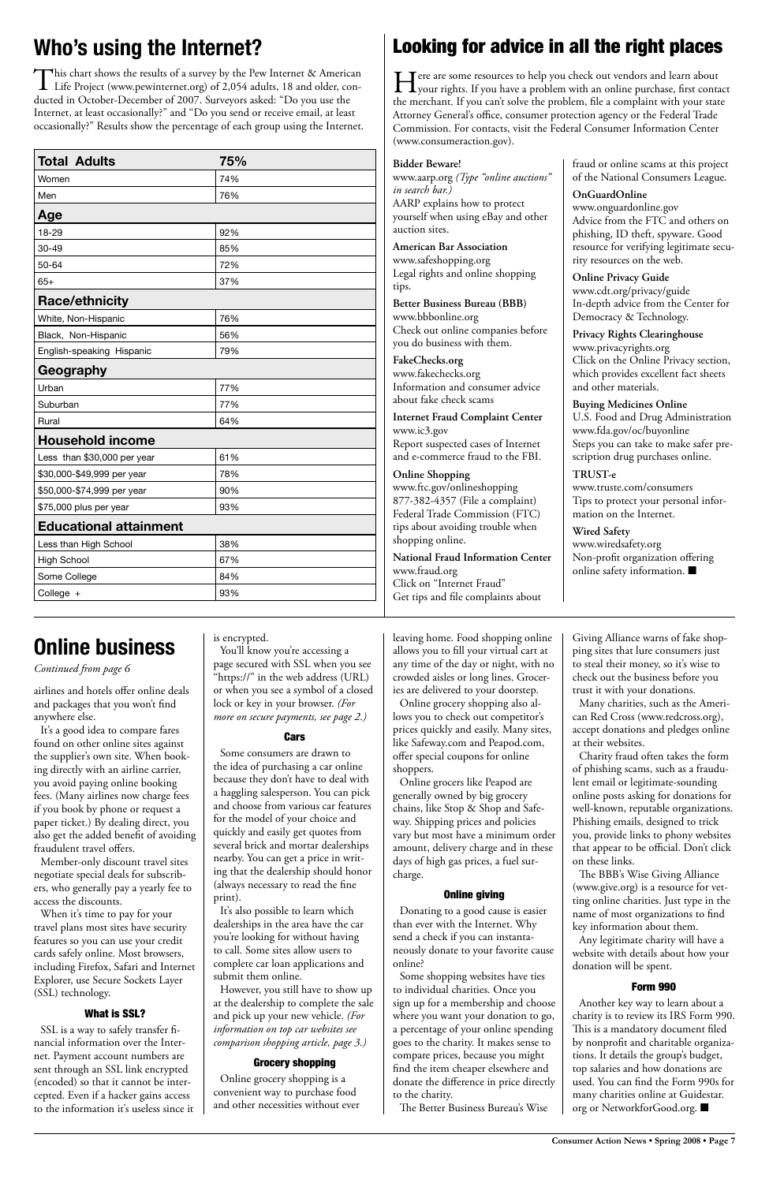# Who's using the Internet?

This chart shows the results of a survey by the Pew Internet & American Life Project (www.pewinternet.org) of 2,054 adults, 18 and older, conducted in October-December of 2007. Surveyors asked: "Do you use the Internet, at least occasionally?" and "Do you send or receive email, at least occasionally?" Results show the percentage of each group using the Internet.

| **Total Adults** | **75%** |
|---|---|
| Women | 74% |
| Men | 76% |
| **Age** | |
| 18-29 | 92% |
| 30-49 | 85% |
| 50-64 | 72% |
| 65+ | 37% |
| **Race/ethnicity** | |
| White, Non-Hispanic | 76% |
| Black, Non-Hispanic | 56% |
| English-speaking Hispanic | 79% |
| **Geography** | |
| Urban | 77% |
| Suburban | 77% |
| Rural | 64% |
| **Household income** | |
| Less than $30,000 per year | 61% |
| $30,000-$49,999 per year | 78% |
| $50,000-$74,999 per year | 90% |
| $75,000 plus per year | 93% |
| **Educational attainment** | |
| Less than High School | 38% |
| High School | 67% |
| Some College | 84% |
| College + | 93% |

# Looking for advice in all the right places

Here are some resources to help you check out vendors and learn about your rights. If you have a problem with an online purchase, first contact the merchant. If you can't solve the problem, file a complaint with your state Attorney General's office, consumer protection agency or the Federal Trade Commission. For contacts, visit the Federal Consumer Information Center (www.consumeraction.gov).

**Bidder Beware!**
www.aarp.org *(Type "online auctions" in search bar.)*
AARP explains how to protect yourself when using eBay and other auction sites.

**American Bar Association**
www.safeshopping.org
Legal rights and online shopping tips.

**Better Business Bureau (BBB)**
www.bbbonline.org
Check out online companies before you do business with them.

**FakeChecks.org**
www.fakechecks.org
Information and consumer advice about fake check scams

**Internet Fraud Complaint Center**
www.ic3.gov
Report suspected cases of Internet and e-commerce fraud to the FBI.

**Online Shopping**
www.ftc.gov/onlineshopping
877-382-4357 (File a complaint)
Federal Trade Commission (FTC) tips about avoiding trouble when shopping online.

**National Fraud Information Center**
www.fraud.org
Click on "Internet Fraud"
Get tips and file complaints about fraud or online scams at this project of the National Consumers League.

**OnGuardOnline**
www.onguardonline.gov
Advice from the FTC and others on phishing, ID theft, spyware. Good resource for verifying legitimate security resources on the web.

**Online Privacy Guide**
www.cdt.org/privacy/guide
In-depth advice from the Center for Democracy & Technology.

**Privacy Rights Clearinghouse**
www.privacyrights.org
Click on the Online Privacy section, which provides excellent fact sheets and other materials.

**Buying Medicines Online**
U.S. Food and Drug Administration
www.fda.gov/oc/buyonline
Steps you can take to make safer prescription drug purchases online.

**TRUST-e**
www.truste.com/consumers
Tips to protect your personal information on the Internet.

**Wired Safety**
www.wiredsafety.org
Non-profit organization offering online safety information. ■

# Online business

*Continued from page 6*

airlines and hotels offer online deals and packages that you won't find anywhere else.

It's a good idea to compare fares found on other online sites against the supplier's own site. When booking directly with an airline carrier, you avoid paying online booking fees. (Many airlines now charge fees if you book by phone or request a paper ticket.) By dealing direct, you also get the added benefit of avoiding fraudulent travel offers.

Member-only discount travel sites negotiate special deals for subscribers, who generally pay a yearly fee to access the discounts.

When it's time to pay for your travel plans most sites have security features so you can use your credit cards safely online. Most browsers, including Firefox, Safari and Internet Explorer, use Secure Sockets Layer (SSL) technology.

### What is SSL?

SSL is a way to safely transfer financial information over the Internet. Payment account numbers are sent through an SSL link encrypted (encoded) so that it cannot be intercepted. Even if a hacker gains access to the information it's useless since it is encrypted.

You'll know you're accessing a page secured with SSL when you see "https://" in the web address (URL) or when you see a symbol of a closed lock or key in your browser. *(For more on secure payments, see page 2.)*

### Cars

Some consumers are drawn to the idea of purchasing a car online because they don't have to deal with a haggling salesperson. You can pick and choose from various car features for the model of your choice and quickly and easily get quotes from several brick and mortar dealerships nearby. You can get a price in writing that the dealership should honor (always necessary to read the fine print).

It's also possible to learn which dealerships in the area have the car you're looking for without having to call. Some sites allow users to complete car loan applications and submit them online.

However, you still have to show up at the dealership to complete the sale and pick up your new vehicle. *(For information on top car websites see comparison shopping article, page 3.)*

### Grocery shopping

Online grocery shopping is a convenient way to purchase food and other necessities without ever leaving home. Food shopping online allows you to fill your virtual cart at any time of the day or night, with no crowded aisles or long lines. Groceries are delivered to your doorstep.

Online grocery shopping also allows you to check out competitor's prices quickly and easily. Many sites, like Safeway.com and Peapod.com, offer special coupons for online shoppers.

Online grocers like Peapod are generally owned by big grocery chains, like Stop & Shop and Safeway. Shipping prices and policies vary but most have a minimum order amount, delivery charge and in these days of high gas prices, a fuel surcharge.

### Online giving

Donating to a good cause is easier than ever with the Internet. Why send a check if you can instantaneously donate to your favorite cause online?

Some shopping websites have ties to individual charities. Once you sign up for a membership and choose where you want your donation to go, a percentage of your online spending goes to the charity. It makes sense to compare prices, because you might find the item cheaper elsewhere and donate the difference in price directly to the charity.

The Better Business Bureau's Wise Giving Alliance warns of fake shopping sites that lure consumers just to steal their money, so it's wise to check out the business before you trust it with your donations.

Many charities, such as the American Red Cross (www.redcross.org), accept donations and pledges online at their websites.

Charity fraud often takes the form of phishing scams, such as a fraudulent email or legitimate-sounding online posts asking for donations for well-known, reputable organizations. Phishing emails, designed to trick you, provide links to phony websites that appear to be official. Don't click on these links.

The BBB's Wise Giving Alliance (www.give.org) is a resource for vetting online charities. Just type in the name of most organizations to find key information about them.

Any legitimate charity will have a website with details about how your donation will be spent.

### Form 990

Another key way to learn about a charity is to review its IRS Form 990. This is a mandatory document filed by nonprofit and charitable organizations. It details the group's budget, top salaries and how donations are used. You can find the Form 990s for many charities online at Guidestar.org or NetworkforGood.org. ■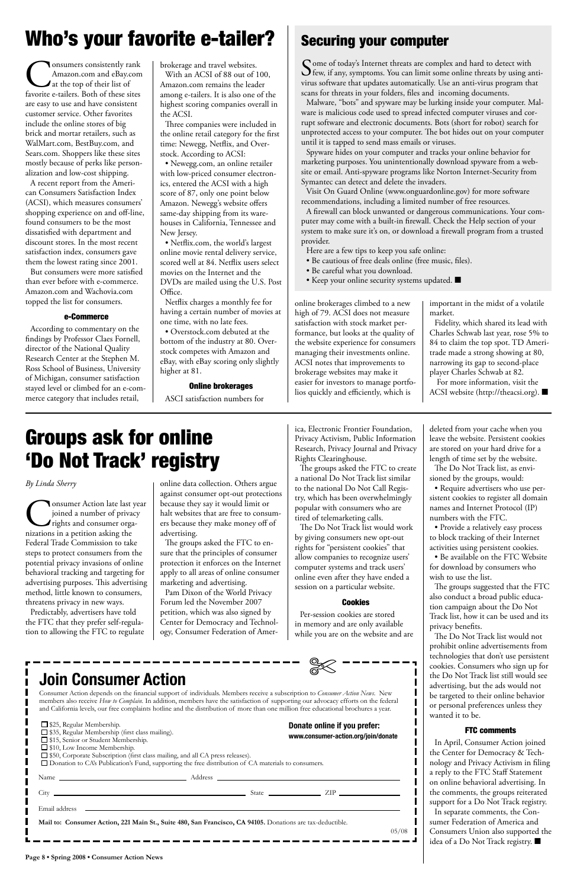# Who's your favorite e-tailer?

Consumers consistently rank Amazon.com and eBay.com at the top of their list of favorite e-tailers. Both of these sites are easy to use and have consistent customer service. Other favorites include the online stores of big brick and mortar retailers, such as WalMart.com, BestBuy.com, and Sears.com. Shoppers like these sites mostly because of perks like personalization and low-cost shipping.

A recent report from the American Consumers Satisfaction Index (ACSI), which measures consumers' shopping experience on and off-line, found consumers to be the most dissatisfied with department and discount stores. In the most recent satisfaction index, consumers gave them the lowest rating since 2001.

But consumers were more satisfied than ever before with e-commerce. Amazon.com and Wachovia.com topped the list for consumers.

### e-Commerce

According to commentary on the findings by Professor Claes Fornell, director of the National Quality Research Center at the Stephen M. Ross School of Business, University of Michigan, consumer satisfaction stayed level or climbed for an e-commerce category that includes retail, brokerage and travel websites.

With an ACSI of 88 out of 100, Amazon.com remains the leader among e-tailers. It is also one of the highest scoring companies overall in the ACSI.

Three companies were included in the online retail category for the first time: Newegg, Netflix, and Overstock. According to ACSI:

• Newegg.com, an online retailer with low-priced consumer electronics, entered the ACSI with a high score of 87, only one point below Amazon. Newegg's website offers same-day shipping from its warehouses in California, Tennessee and New Jersey.

• Netflix.com, the world's largest online movie rental delivery service, scored well at 84. Netflix users select movies on the Internet and the DVDs are mailed using the U.S. Post Office.

Netflix charges a monthly fee for having a certain number of movies at one time, with no late fees.

• Overstock.com debuted at the bottom of the industry at 80. Overstock competes with Amazon and eBay, with eBay scoring only slightly higher at 81.

### Online brokerages

ASCI satisfaction numbers for online brokerages climbed to a new high of 79. ACSI does not measure satisfaction with stock market performance, but looks at the quality of the website experience for consumers managing their investments online. ACSI notes that improvements to brokerage websites may make it easier for investors to manage portfolios quickly and efficiently, which is important in the midst of a volatile market.

Fidelity, which shared its lead with Charles Schwab last year, rose 5% to 84 to claim the top spot. TD Ameritrade made a strong showing at 80, narrowing its gap to second-place player Charles Schwab at 82.

For more information, visit the ACSI website (http://theacsi.org). ■

## Securing your computer

Some of today's Internet threats are complex and hard to detect with few, if any, symptoms. You can limit some online threats by using anti-virus software that updates automatically. Use an anti-virus program that scans for threats in your folders, files and incoming documents.

Malware, "bots" and spyware may be lurking inside your computer. Malware is malicious code used to spread infected computer viruses and corrupt software and electronic documents. Bots (short for robot) search for unprotected access to your computer. The bot hides out on your computer until it is tapped to send mass emails or viruses.

Spyware hides on your computer and tracks your online behavior for marketing purposes. You unintentionally download spyware from a website or email. Anti-spyware programs like Norton Internet-Security from Symantec can detect and delete the invaders.

Visit On Guard Online (www.onguardonline.gov) for more software recommendations, including a limited number of free resources.

A firewall can block unwanted or dangerous communications. Your computer may come with a built-in firewall. Check the Help section of your system to make sure it's on, or download a firewall program from a trusted provider.

Here are a few tips to keep you safe online:

• Be cautious of free deals online (free music, files).
• Be careful what you download.
• Keep your online security systems updated. ■

# Groups ask for online 'Do Not Track' registry

*By Linda Sherry*

Consumer Action late last year joined a number of privacy rights and consumer organizations in a petition asking the Federal Trade Commission to take steps to protect consumers from the potential privacy invasions of online behavioral tracking and targeting for advertising purposes. This advertising method, little known to consumers, threatens privacy in new ways.

Predictably, advertisers have told the FTC that they prefer self-regulation to allowing the FTC to regulate online data collection. Others argue against consumer opt-out protections because they say it would limit or halt websites that are free to consumers because they make money off of advertising.

The groups asked the FTC to ensure that the principles of consumer protection it enforces on the Internet apply to all areas of online consumer marketing and advertising.

Pam Dixon of the World Privacy Forum led the November 2007 petition, which was also signed by Center for Democracy and Technology, Consumer Federation of America, Electronic Frontier Foundation, Privacy Activism, Public Information Research, Privacy Journal and Privacy Rights Clearinghouse.

The groups asked the FTC to create a national Do Not Track list similar to the national Do Not Call Registry, which has been overwhelmingly popular with consumers who are tired of telemarketing calls.

The Do Not Track list would work by giving consumers new opt-out rights for "persistent cookies" that allow companies to recognize users' computer systems and track users' online even after they have ended a session on a particular website.

### Cookies

Per-session cookies are stored in memory and are only available while you are on the website and are deleted from your cache when you leave the website. Persistent cookies are stored on your hard drive for a length of time set by the website.

The Do Not Track list, as envisioned by the groups, would:

• Require advertisers who use persistent cookies to register all domain names and Internet Protocol (IP) numbers with the FTC.

• Provide a relatively easy process to block tracking of their Internet activities using persistent cookies.

• Be available on the FTC Website for download by consumers who wish to use the list.

The groups suggested that the FTC also conduct a broad public education campaign about the Do Not Track list, how it can be used and its privacy benefits.

The Do Not Track list would not prohibit online advertisements from technologies that don't use persistent cookies. Consumers who sign up for the Do Not Track list still would see advertising, but the ads would not be targeted to their online behavior or personal preferences unless they wanted it to be.

### FTC comments

In April, Consumer Action joined the Center for Democracy & Technology and Privacy Activism in filing a reply to the FTC Staff Statement on online behavioral advertising. In the comments, the groups reiterated support for a Do Not Track registry.

In separate comments, the Consumer Federation of America and Consumers Union also supported the idea of a Do Not Track registry. ■

## Join Consumer Action

Consumer Action depends on the financial support of individuals. Members receive a subscription to *Consumer Action News*. New members also receive *How to Complain*. In addition, members have the satisfaction of supporting our advocacy efforts on the federal and California levels, our free complaints hotline and the distribution of more than one million free educational brochures a year.

☐ $25, Regular Membership.
☐ $35, Regular Membership (first class mailing).
☐ $15, Senior or Student Membership.
☐ $10, Low Income Membership.
☐ $50, Corporate Subscription (first class mailing, and all CA press releases).
☐ Donation to CA's Publication's Fund, supporting the free distribution of CA materials to consumers.

**Donate online if you prefer:**
**www.consumer-action.org/join/donate**

Name ______________ Address ______________

City ______________ State ________ ZIP ________

Email address ______________

**Mail to: Consumer Action, 221 Main St., Suite 480, San Francisco, CA 94105.** Donations are tax-deductible.

05/08